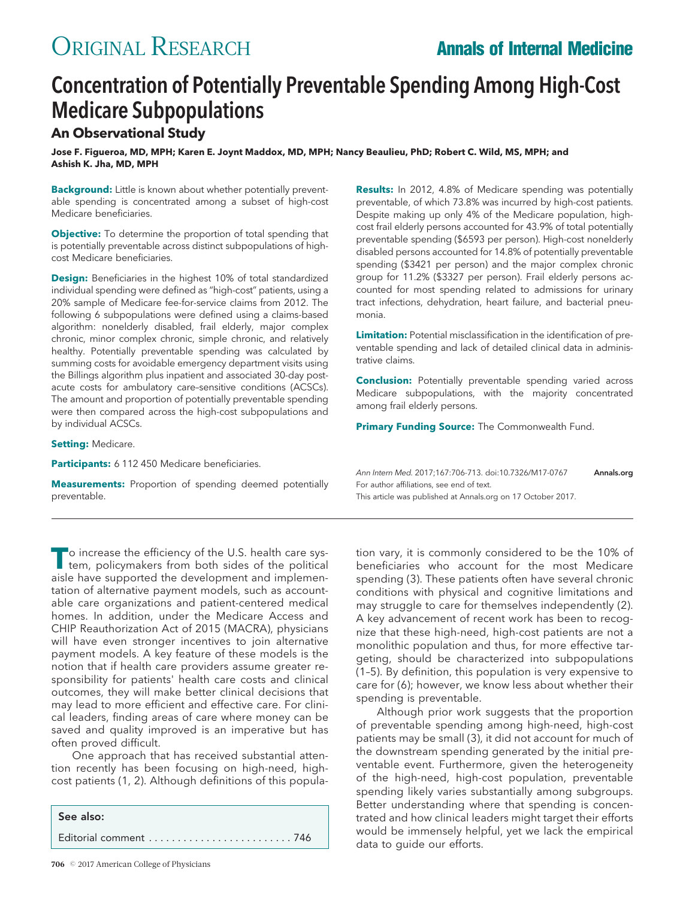# Concentration of Potentially Preventable Spending Among High-Cost Medicare Subpopulations

## An Observational Study

**Jose F. Figueroa, MD, MPH; Karen E. Joynt Maddox, MD, MPH; Nancy Beaulieu, PhD; Robert C. Wild, MS, MPH; and Ashish K. Jha, MD, MPH**

**Background:** Little is known about whether potentially preventable spending is concentrated among a subset of high-cost Medicare beneficiaries.

**Objective:** To determine the proportion of total spending that is potentially preventable across distinct subpopulations of high-cost Medicare beneficiaries.

**Design:** Beneficiaries in the highest 10% of total standardized individual spending were defined as "high-cost" patients, using a 20% sample of Medicare fee-for-service claims from 2012. The following 6 subpopulations were defined using a claims-based algorithm: nonelderly disabled, frail elderly, major complex chronic, minor complex chronic, simple chronic, and relatively healthy. Potentially preventable spending was calculated by summing costs for avoidable emergency department visits using the Billings algorithm plus inpatient and associated 30-day post-acute costs for ambulatory care–sensitive conditions (ACSCs). The amount and proportion of potentially preventable spending were then compared across the high-cost subpopulations and by individual ACSCs.

**Setting:** Medicare.

**Participants:** 6 112 450 Medicare beneficiaries.

**Measurements:** Proportion of spending deemed potentially preventable.

**Results:** In 2012, 4.8% of Medicare spending was potentially preventable, of which 73.8% was incurred by high-cost patients. Despite making up only 4% of the Medicare population, high-cost frail elderly persons accounted for 43.9% of total potentially preventable spending ($6593 per person). High-cost nonelderly disabled persons accounted for 14.8% of potentially preventable spending ($3421 per person) and the major complex chronic group for 11.2% ($3327 per person). Frail elderly persons accounted for most spending related to admissions for urinary tract infections, dehydration, heart failure, and bacterial pneumonia.

**Limitation:** Potential misclassification in the identification of preventable spending and lack of detailed clinical data in administrative claims.

**Conclusion:** Potentially preventable spending varied across Medicare subpopulations, with the majority concentrated among frail elderly persons.

**Primary Funding Source:** The Commonwealth Fund.

*Ann Intern Med.* 2017;167:706-713. doi:10.7326/M17-0767 Annals.org
For author affiliations, see end of text.
This article was published at Annals.org on 17 October 2017.

To increase the efficiency of the U.S. health care system, policymakers from both sides of the political aisle have supported the development and implementation of alternative payment models, such as accountable care organizations and patient-centered medical homes. In addition, under the Medicare Access and CHIP Reauthorization Act of 2015 (MACRA), physicians will have even stronger incentives to join alternative payment models. A key feature of these models is the notion that if health care providers assume greater responsibility for patients' health care costs and clinical outcomes, they will make better clinical decisions that may lead to more efficient and effective care. For clinical leaders, finding areas of care where money can be saved and quality improved is an imperative but has often proved difficult.

One approach that has received substantial attention recently has been focusing on high-need, high-cost patients (1, 2). Although definitions of this population vary, it is commonly considered to be the 10% of beneficiaries who account for the most Medicare spending (3). These patients often have several chronic conditions with physical and cognitive limitations and may struggle to care for themselves independently (2). A key advancement of recent work has been to recognize that these high-need, high-cost patients are not a monolithic population and thus, for more effective targeting, should be characterized into subpopulations (1–5). By definition, this population is very expensive to care for (6); however, we know less about whether their spending is preventable.

Although prior work suggests that the proportion of preventable spending among high-need, high-cost patients may be small (3), it did not account for much of the downstream spending generated by the initial preventable event. Furthermore, given the heterogeneity of the high-need, high-cost population, preventable spending likely varies substantially among subgroups. Better understanding where that spending is concentrated and how clinical leaders might target their efforts would be immensely helpful, yet we lack the empirical data to guide our efforts.

See also:

Editorial comment . . . . . . . . . . . . . . . . . . . . . . . . . 746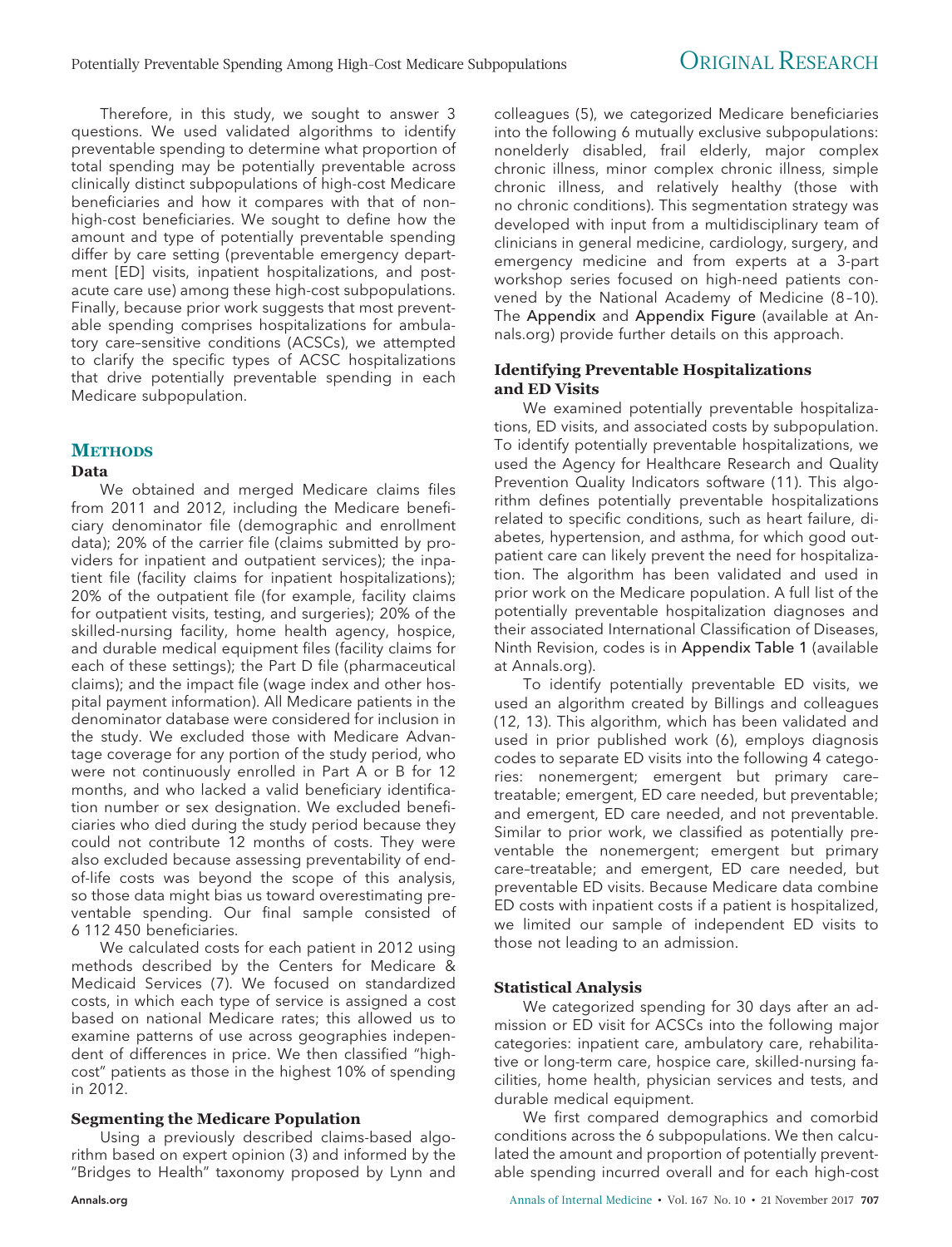Therefore, in this study, we sought to answer 3 questions. We used validated algorithms to identify preventable spending to determine what proportion of total spending may be potentially preventable across clinically distinct subpopulations of high-cost Medicare beneficiaries and how it compares with that of non–high-cost beneficiaries. We sought to define how the amount and type of potentially preventable spending differ by care setting (preventable emergency department [ED] visits, inpatient hospitalizations, and post-acute care use) among these high-cost subpopulations. Finally, because prior work suggests that most preventable spending comprises hospitalizations for ambulatory care–sensitive conditions (ACSCs), we attempted to clarify the specific types of ACSC hospitalizations that drive potentially preventable spending in each Medicare subpopulation.

## Methods

### Data

We obtained and merged Medicare claims files from 2011 and 2012, including the Medicare beneficiary denominator file (demographic and enrollment data); 20% of the carrier file (claims submitted by providers for inpatient and outpatient services); the inpatient file (facility claims for inpatient hospitalizations); 20% of the outpatient file (for example, facility claims for outpatient visits, testing, and surgeries); 20% of the skilled-nursing facility, home health agency, hospice, and durable medical equipment files (facility claims for each of these settings); the Part D file (pharmaceutical claims); and the impact file (wage index and other hospital payment information). All Medicare patients in the denominator database were considered for inclusion in the study. We excluded those with Medicare Advantage coverage for any portion of the study period, who were not continuously enrolled in Part A or B for 12 months, and who lacked a valid beneficiary identification number or sex designation. We excluded beneficiaries who died during the study period because they could not contribute 12 months of costs. They were also excluded because assessing preventability of end-of-life costs was beyond the scope of this analysis, so those data might bias us toward overestimating preventable spending. Our final sample consisted of 6 112 450 beneficiaries.

We calculated costs for each patient in 2012 using methods described by the Centers for Medicare & Medicaid Services (7). We focused on standardized costs, in which each type of service is assigned a cost based on national Medicare rates; this allowed us to examine patterns of use across geographies independent of differences in price. We then classified "high-cost" patients as those in the highest 10% of spending in 2012.

### Segmenting the Medicare Population

Using a previously described claims-based algorithm based on expert opinion (3) and informed by the "Bridges to Health" taxonomy proposed by Lynn and colleagues (5), we categorized Medicare beneficiaries into the following 6 mutually exclusive subpopulations: nonelderly disabled, frail elderly, major complex chronic illness, minor complex chronic illness, simple chronic illness, and relatively healthy (those with no chronic conditions). This segmentation strategy was developed with input from a multidisciplinary team of clinicians in general medicine, cardiology, surgery, and emergency medicine and from experts at a 3-part workshop series focused on high-need patients convened by the National Academy of Medicine (8–10). The Appendix and Appendix Figure (available at Annals.org) provide further details on this approach.

### Identifying Preventable Hospitalizations and ED Visits

We examined potentially preventable hospitalizations, ED visits, and associated costs by subpopulation. To identify potentially preventable hospitalizations, we used the Agency for Healthcare Research and Quality Prevention Quality Indicators software (11). This algorithm defines potentially preventable hospitalizations related to specific conditions, such as heart failure, diabetes, hypertension, and asthma, for which good outpatient care can likely prevent the need for hospitalization. The algorithm has been validated and used in prior work on the Medicare population. A full list of the potentially preventable hospitalization diagnoses and their associated International Classification of Diseases, Ninth Revision, codes is in Appendix Table 1 (available at Annals.org).

To identify potentially preventable ED visits, we used an algorithm created by Billings and colleagues (12, 13). This algorithm, which has been validated and used in prior published work (6), employs diagnosis codes to separate ED visits into the following 4 categories: nonemergent; emergent but primary care–treatable; emergent, ED care needed, but preventable; and emergent, ED care needed, and not preventable. Similar to prior work, we classified as potentially preventable the nonemergent; emergent but primary care–treatable; and emergent, ED care needed, but preventable ED visits. Because Medicare data combine ED costs with inpatient costs if a patient is hospitalized, we limited our sample of independent ED visits to those not leading to an admission.

### Statistical Analysis

We categorized spending for 30 days after an admission or ED visit for ACSCs into the following major categories: inpatient care, ambulatory care, rehabilitative or long-term care, hospice care, skilled-nursing facilities, home health, physician services and tests, and durable medical equipment.

We first compared demographics and comorbid conditions across the 6 subpopulations. We then calculated the amount and proportion of potentially preventable spending incurred overall and for each high-cost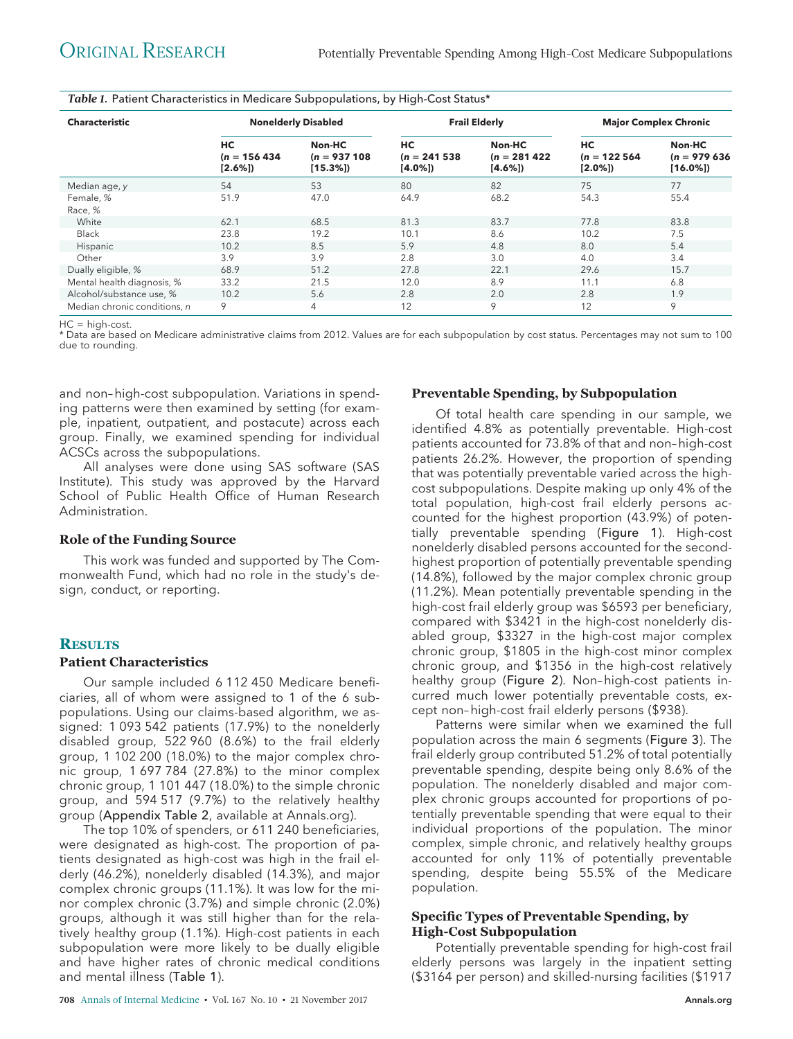*Table 1.* Patient Characteristics in Medicare Subpopulations, by High-Cost Status*

| Characteristic | Nonelderly Disabled | | Frail Elderly | | Major Complex Chronic | |
|---|---|---|---|---|---|---|
| | HC (*n* = 156 434 [2.6%]) | Non-HC (*n* = 937 108 [15.3%]) | HC (*n* = 241 538 [4.0%]) | Non-HC (*n* = 281 422 [4.6%]) | HC (*n* = 122 564 [2.0%]) | Non-HC (*n* = 979 636 [16.0%]) |
| Median age, *y* | 54 | 53 | 80 | 82 | 75 | 77 |
| Female, % | 51.9 | 47.0 | 64.9 | 68.2 | 54.3 | 55.4 |
| Race, % | | | | | | |
| White | 62.1 | 68.5 | 81.3 | 83.7 | 77.8 | 83.8 |
| Black | 23.8 | 19.2 | 10.1 | 8.6 | 10.2 | 7.5 |
| Hispanic | 10.2 | 8.5 | 5.9 | 4.8 | 8.0 | 5.4 |
| Other | 3.9 | 3.9 | 2.8 | 3.0 | 4.0 | 3.4 |
| Dually eligible, % | 68.9 | 51.2 | 27.8 | 22.1 | 29.6 | 15.7 |
| Mental health diagnosis, % | 33.2 | 21.5 | 12.0 | 8.9 | 11.1 | 6.8 |
| Alcohol/substance use, % | 10.2 | 5.6 | 2.8 | 2.0 | 2.8 | 1.9 |
| Median chronic conditions, *n* | 9 | 4 | 12 | 9 | 12 | 9 |

HC = high-cost.
* Data are based on Medicare administrative claims from 2012. Values are for each subpopulation by cost status. Percentages may not sum to 100 due to rounding.

and non–high-cost subpopulation. Variations in spending patterns were then examined by setting (for example, inpatient, outpatient, and postacute) across each group. Finally, we examined spending for individual ACSCs across the subpopulations.

All analyses were done using SAS software (SAS Institute). This study was approved by the Harvard School of Public Health Office of Human Research Administration.

### Role of the Funding Source

This work was funded and supported by The Commonwealth Fund, which had no role in the study's design, conduct, or reporting.

## Results

### Patient Characteristics

Our sample included 6 112 450 Medicare beneficiaries, all of whom were assigned to 1 of the 6 subpopulations. Using our claims-based algorithm, we assigned: 1 093 542 patients (17.9%) to the nonelderly disabled group, 522 960 (8.6%) to the frail elderly group, 1 102 200 (18.0%) to the major complex chronic group, 1 697 784 (27.8%) to the minor complex chronic group, 1 101 447 (18.0%) to the simple chronic group, and 594 517 (9.7%) to the relatively healthy group (Appendix Table 2, available at Annals.org).

The top 10% of spenders, or 611 240 beneficiaries, were designated as high-cost. The proportion of patients designated as high-cost was high in the frail elderly (46.2%), nonelderly disabled (14.3%), and major complex chronic groups (11.1%). It was low for the minor complex chronic (3.7%) and simple chronic (2.0%) groups, although it was still higher than for the relatively healthy group (1.1%). High-cost patients in each subpopulation were more likely to be dually eligible and have higher rates of chronic medical conditions and mental illness (Table 1).

### Preventable Spending, by Subpopulation

Of total health care spending in our sample, we identified 4.8% as potentially preventable. High-cost patients accounted for 73.8% of that and non–high-cost patients 26.2%. However, the proportion of spending that was potentially preventable varied across the high-cost subpopulations. Despite making up only 4% of the total population, high-cost frail elderly persons accounted for the highest proportion (43.9%) of potentially preventable spending (Figure 1). High-cost nonelderly disabled persons accounted for the second-highest proportion of potentially preventable spending (14.8%), followed by the major complex chronic group (11.2%). Mean potentially preventable spending in the high-cost frail elderly group was $6593 per beneficiary, compared with $3421 in the high-cost nonelderly disabled group, $3327 in the high-cost major complex chronic group, $1805 in the high-cost minor complex chronic group, and $1356 in the high-cost relatively healthy group (Figure 2). Non–high-cost patients incurred much lower potentially preventable costs, except non–high-cost frail elderly persons ($938).

Patterns were similar when we examined the full population across the main 6 segments (Figure 3). The frail elderly group contributed 51.2% of total potentially preventable spending, despite being only 8.6% of the population. The nonelderly disabled and major complex chronic groups accounted for proportions of potentially preventable spending that were equal to their individual proportions of the population. The minor complex, simple chronic, and relatively healthy groups accounted for only 11% of potentially preventable spending, despite being 55.5% of the Medicare population.

### Specific Types of Preventable Spending, by High-Cost Subpopulation

Potentially preventable spending for high-cost frail elderly persons was largely in the inpatient setting ($3164 per person) and skilled-nursing facilities ($1917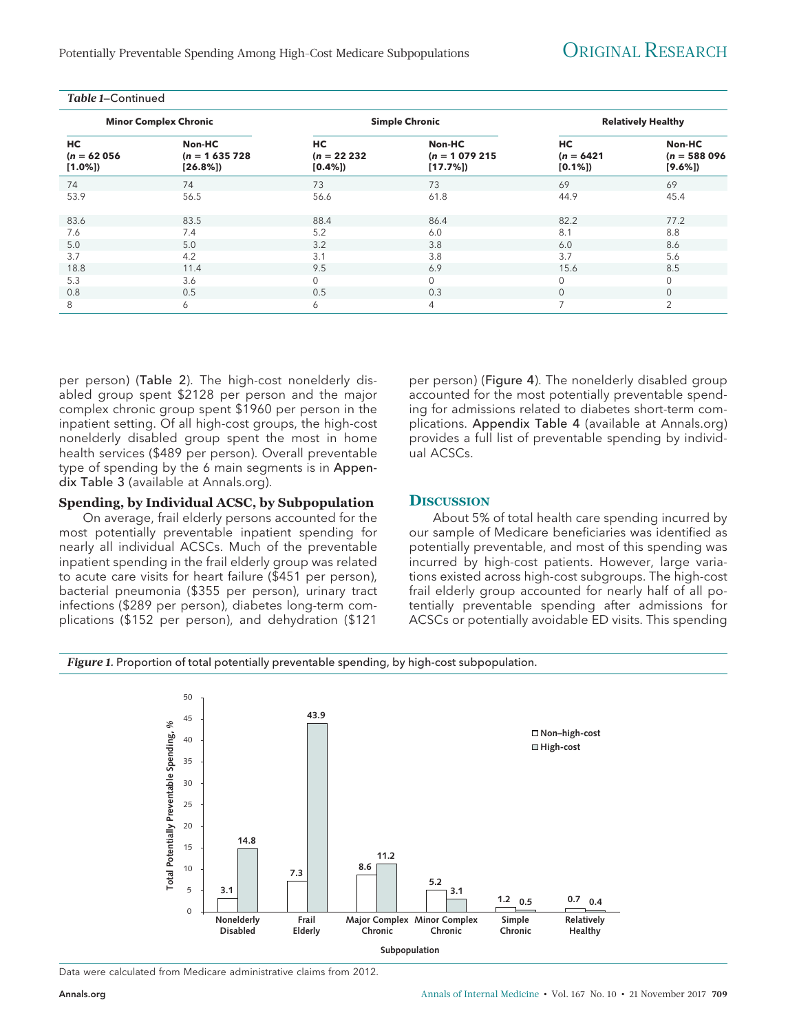*Table 1*–Continued

| Minor Complex Chronic | | Simple Chronic | | Relatively Healthy | |
|---|---|---|---|---|---|
| HC (*n* = 62 056 [1.0%]) | Non-HC (*n* = 1 635 728 [26.8%]) | HC (*n* = 22 232 [0.4%]) | Non-HC (*n* = 1 079 215 [17.7%]) | HC (*n* = 6421 [0.1%]) | Non-HC (*n* = 588 096 [9.6%]) |
| 74 | 74 | 73 | 73 | 69 | 69 |
| 53.9 | 56.5 | 56.6 | 61.8 | 44.9 | 45.4 |
| 83.6 | 83.5 | 88.4 | 86.4 | 82.2 | 77.2 |
| 7.6 | 7.4 | 5.2 | 6.0 | 8.1 | 8.8 |
| 5.0 | 5.0 | 3.2 | 3.8 | 6.0 | 8.6 |
| 3.7 | 4.2 | 3.1 | 3.8 | 3.7 | 5.6 |
| 18.8 | 11.4 | 9.5 | 6.9 | 15.6 | 8.5 |
| 5.3 | 3.6 | 0 | 0 | 0 | 0 |
| 0.8 | 0.5 | 0.5 | 0.3 | 0 | 0 |
| 8 | 6 | 6 | 4 | 7 | 2 |

per person) (Table 2). The high-cost nonelderly disabled group spent $2128 per person and the major complex chronic group spent $1960 per person in the inpatient setting. Of all high-cost groups, the high-cost nonelderly disabled group spent the most in home health services ($489 per person). Overall preventable type of spending by the 6 main segments is in Appendix Table 3 (available at Annals.org).

### Spending, by Individual ACSC, by Subpopulation

On average, frail elderly persons accounted for the most potentially preventable inpatient spending for nearly all individual ACSCs. Much of the preventable inpatient spending in the frail elderly group was related to acute care visits for heart failure ($451 per person), bacterial pneumonia ($355 per person), urinary tract infections ($289 per person), diabetes long-term complications ($152 per person), and dehydration ($121 per person) (Figure 4). The nonelderly disabled group accounted for the most potentially preventable spending for admissions related to diabetes short-term complications. Appendix Table 4 (available at Annals.org) provides a full list of preventable spending by individual ACSCs.

## Discussion

About 5% of total health care spending incurred by our sample of Medicare beneficiaries was identified as potentially preventable, and most of this spending was incurred by high-cost patients. However, large variations existed across high-cost subgroups. The high-cost frail elderly group accounted for nearly half of all potentially preventable spending after admissions for ACSCs or potentially avoidable ED visits. This spending

*Figure 1.* Proportion of total potentially preventable spending, by high-cost subpopulation.

| Subpopulation | Non–high-cost, % | High-cost, % |
|---|---|---|
| Nonelderly Disabled | 3.1 | 14.8 |
| Frail Elderly | 7.3 | 43.9 |
| Major Complex Chronic | 8.6 | 11.2 |
| Minor Complex Chronic | 5.2 | 3.1 |
| Simple Chronic | 1.2 | 0.5 |
| Relatively Healthy | 0.7 | 0.4 |

Data were calculated from Medicare administrative claims from 2012.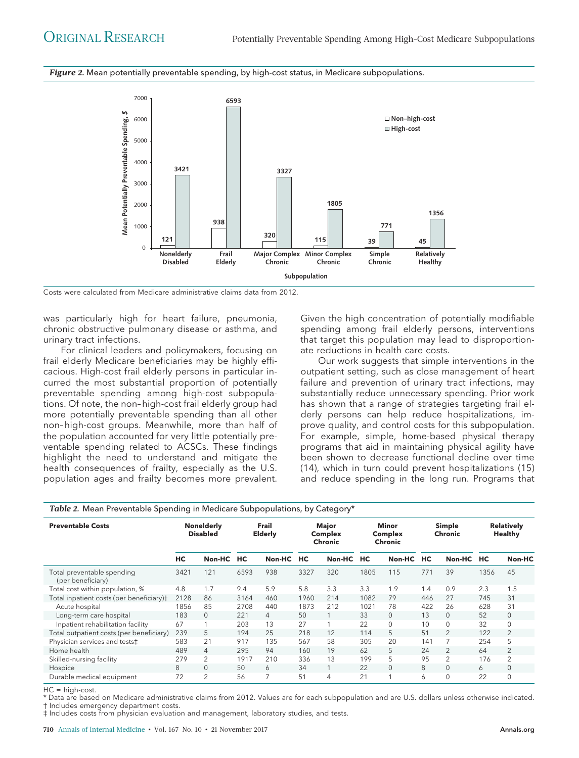*Figure 2.* Mean potentially preventable spending, by high-cost status, in Medicare subpopulations.

Costs were calculated from Medicare administrative claims data from 2012.

was particularly high for heart failure, pneumonia, chronic obstructive pulmonary disease or asthma, and urinary tract infections.

For clinical leaders and policymakers, focusing on frail elderly Medicare beneficiaries may be highly efficacious. High-cost frail elderly persons in particular incurred the most substantial proportion of potentially preventable spending among high-cost subpopulations. Of note, the non–high-cost frail elderly group had more potentially preventable spending than all other non–high-cost groups. Meanwhile, more than half of the population accounted for very little potentially preventable spending related to ACSCs. These findings highlight the need to understand and mitigate the health consequences of frailty, especially as the U.S. population ages and frailty becomes more prevalent. Given the high concentration of potentially modifiable spending among frail elderly persons, interventions that target this population may lead to disproportionate reductions in health care costs.

Our work suggests that simple interventions in the outpatient setting, such as close management of heart failure and prevention of urinary tract infections, may substantially reduce unnecessary spending. Prior work has shown that a range of strategies targeting frail elderly persons can help reduce hospitalizations, improve quality, and control costs for this subpopulation. For example, simple, home-based physical therapy programs that aid in maintaining physical agility have been shown to decrease functional decline over time (14), which in turn could prevent hospitalizations (15) and reduce spending in the long run. Programs that

*Table 2.* Mean Preventable Spending in Medicare Subpopulations, by Category*

| Preventable Costs | Nonelderly Disabled | | Frail Elderly | | Major Complex Chronic | | Minor Complex Chronic | | Simple Chronic | | Relatively Healthy | |
|---|---|---|---|---|---|---|---|---|---|---|---|---|
| | HC | Non-HC | HC | Non-HC | HC | Non-HC | HC | Non-HC | HC | Non-HC | HC | Non-HC |
| Total preventable spending (per beneficiary) | 3421 | 121 | 6593 | 938 | 3327 | 320 | 1805 | 115 | 771 | 39 | 1356 | 45 |
| Total cost within population, % | 4.8 | 1.7 | 9.4 | 5.9 | 5.8 | 3.3 | 3.3 | 1.9 | 1.4 | 0.9 | 2.3 | 1.5 |
| Total inpatient costs (per beneficiary)† | 2128 | 86 | 3164 | 460 | 1960 | 214 | 1082 | 79 | 446 | 27 | 745 | 31 |
| Acute hospital | 1856 | 85 | 2708 | 440 | 1873 | 212 | 1021 | 78 | 422 | 26 | 628 | 31 |
| Long-term care hospital | 183 | 0 | 221 | 4 | 50 | 1 | 33 | 0 | 13 | 0 | 52 | 0 |
| Inpatient rehabilitation facility | 67 | 1 | 203 | 13 | 27 | 1 | 22 | 0 | 10 | 0 | 32 | 0 |
| Total outpatient costs (per beneficiary) | 239 | 5 | 194 | 25 | 218 | 12 | 114 | 5 | 51 | 2 | 122 | 2 |
| Physician services and tests‡ | 583 | 21 | 917 | 135 | 567 | 58 | 305 | 20 | 141 | 7 | 254 | 5 |
| Home health | 489 | 4 | 295 | 94 | 160 | 19 | 62 | 5 | 24 | 2 | 64 | 2 |
| Skilled-nursing facility | 279 | 2 | 1917 | 210 | 336 | 13 | 199 | 5 | 95 | 2 | 176 | 2 |
| Hospice | 8 | 0 | 50 | 6 | 34 | 1 | 22 | 0 | 8 | 0 | 6 | 0 |
| Durable medical equipment | 72 | 2 | 56 | 7 | 51 | 4 | 21 | 1 | 6 | 0 | 22 | 0 |

HC = high-cost.
* Data are based on Medicare administrative claims from 2012. Values are for each subpopulation and are U.S. dollars unless otherwise indicated.
† Includes emergency department costs.
‡ Includes costs from physician evaluation and management, laboratory studies, and tests.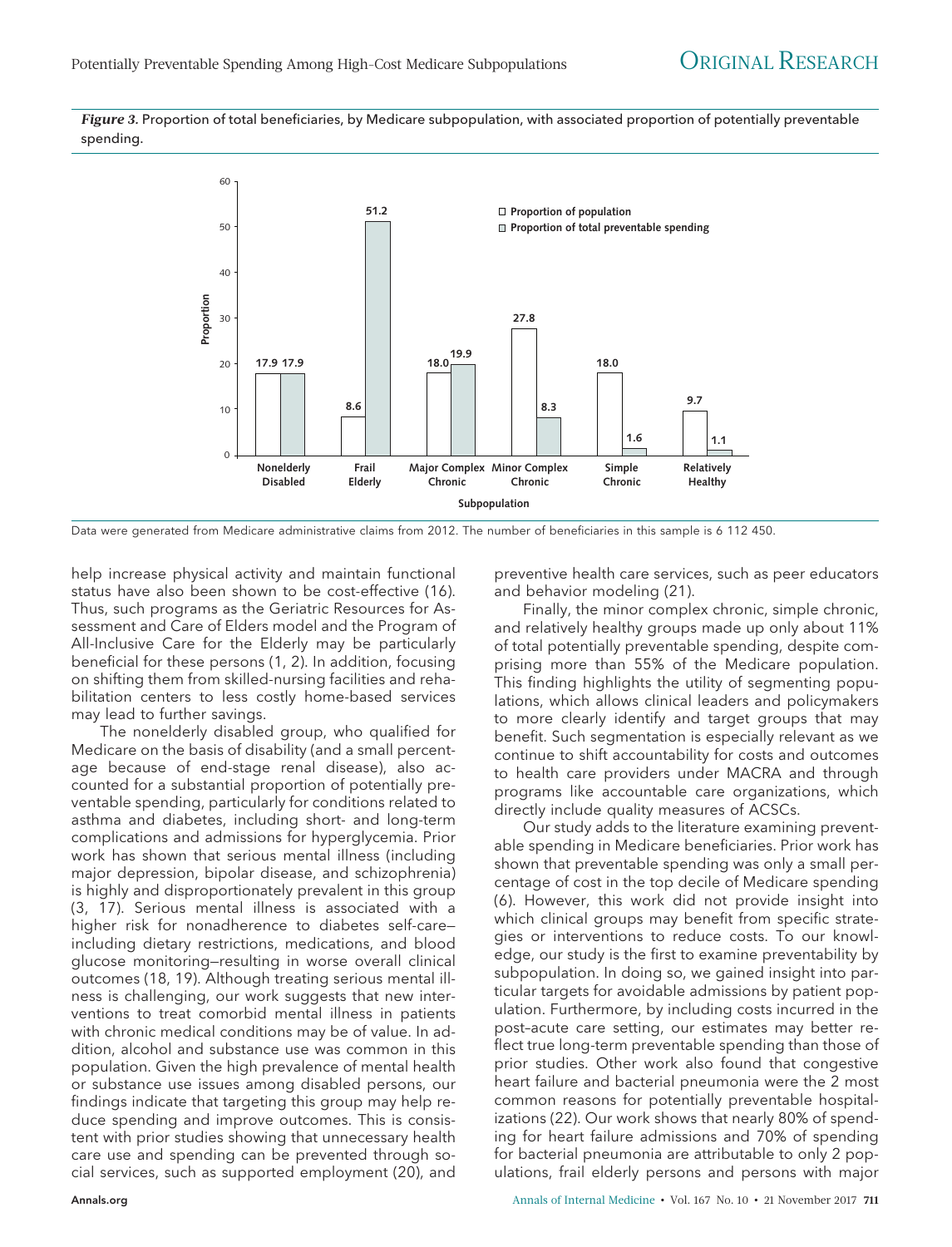***Figure 3.*** Proportion of total beneficiaries, by Medicare subpopulation, with associated proportion of potentially preventable spending.

| Subpopulation | Proportion of population | Proportion of total preventable spending |
|---|---|---|
| Nonelderly Disabled | 17.9 | 17.9 |
| Frail Elderly | 8.6 | 51.2 |
| Major Complex Chronic | 18.0 | 19.9 |
| Minor Complex Chronic | 27.8 | 8.3 |
| Simple Chronic | 18.0 | 1.6 |
| Relatively Healthy | 9.7 | 1.1 |

Data were generated from Medicare administrative claims from 2012. The number of beneficiaries in this sample is 6 112 450.

help increase physical activity and maintain functional status have also been shown to be cost-effective (16). Thus, such programs as the Geriatric Resources for Assessment and Care of Elders model and the Program of All-Inclusive Care for the Elderly may be particularly beneficial for these persons (1, 2). In addition, focusing on shifting them from skilled-nursing facilities and rehabilitation centers to less costly home-based services may lead to further savings.

The nonelderly disabled group, who qualified for Medicare on the basis of disability (and a small percentage because of end-stage renal disease), also accounted for a substantial proportion of potentially preventable spending, particularly for conditions related to asthma and diabetes, including short- and long-term complications and admissions for hyperglycemia. Prior work has shown that serious mental illness (including major depression, bipolar disease, and schizophrenia) is highly and disproportionately prevalent in this group (3, 17). Serious mental illness is associated with a higher risk for nonadherence to diabetes self-care—including dietary restrictions, medications, and blood glucose monitoring—resulting in worse overall clinical outcomes (18, 19). Although treating serious mental illness is challenging, our work suggests that new interventions to treat comorbid mental illness in patients with chronic medical conditions may be of value. In addition, alcohol and substance use was common in this population. Given the high prevalence of mental health or substance use issues among disabled persons, our findings indicate that targeting this group may help reduce spending and improve outcomes. This is consistent with prior studies showing that unnecessary health care use and spending can be prevented through social services, such as supported employment (20), and preventive health care services, such as peer educators and behavior modeling (21).

Finally, the minor complex chronic, simple chronic, and relatively healthy groups made up only about 11% of total potentially preventable spending, despite comprising more than 55% of the Medicare population. This finding highlights the utility of segmenting populations, which allows clinical leaders and policymakers to more clearly identify and target groups that may benefit. Such segmentation is especially relevant as we continue to shift accountability for costs and outcomes to health care providers under MACRA and through programs like accountable care organizations, which directly include quality measures of ACSCs.

Our study adds to the literature examining preventable spending in Medicare beneficiaries. Prior work has shown that preventable spending was only a small percentage of cost in the top decile of Medicare spending (6). However, this work did not provide insight into which clinical groups may benefit from specific strategies or interventions to reduce costs. To our knowledge, our study is the first to examine preventability by subpopulation. In doing so, we gained insight into particular targets for avoidable admissions by patient population. Furthermore, by including costs incurred in the post–acute care setting, our estimates may better reflect true long-term preventable spending than those of prior studies. Other work also found that congestive heart failure and bacterial pneumonia were the 2 most common reasons for potentially preventable hospitalizations (22). Our work shows that nearly 80% of spending for heart failure admissions and 70% of spending for bacterial pneumonia are attributable to only 2 populations, frail elderly persons and persons with major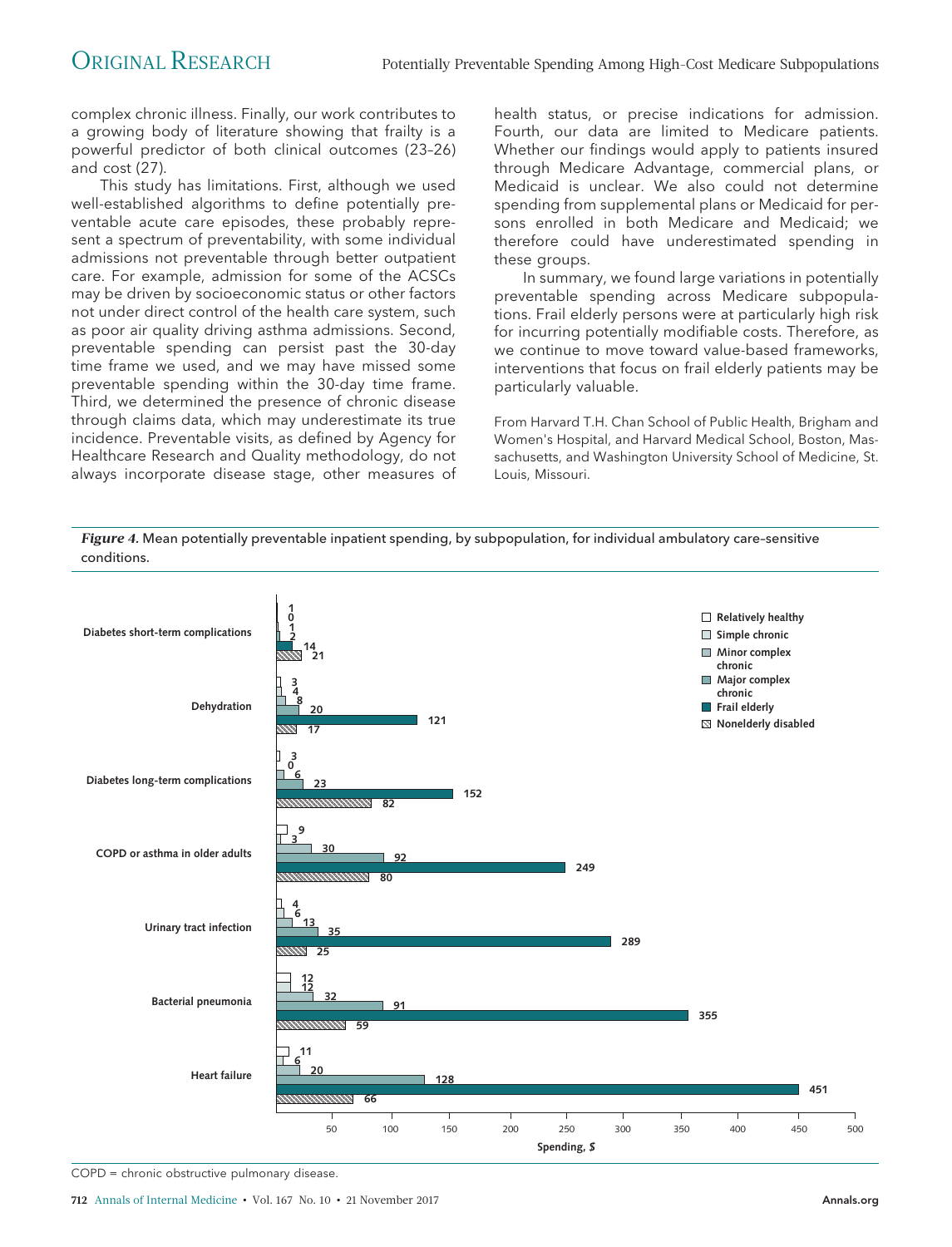complex chronic illness. Finally, our work contributes to a growing body of literature showing that frailty is a powerful predictor of both clinical outcomes (23–26) and cost (27).

This study has limitations. First, although we used well-established algorithms to define potentially preventable acute care episodes, these probably represent a spectrum of preventability, with some individual admissions not preventable through better outpatient care. For example, admission for some of the ACSCs may be driven by socioeconomic status or other factors not under direct control of the health care system, such as poor air quality driving asthma admissions. Second, preventable spending can persist past the 30-day time frame we used, and we may have missed some preventable spending within the 30-day time frame. Third, we determined the presence of chronic disease through claims data, which may underestimate its true incidence. Preventable visits, as defined by Agency for Healthcare Research and Quality methodology, do not always incorporate disease stage, other measures of health status, or precise indications for admission. Fourth, our data are limited to Medicare patients. Whether our findings would apply to patients insured through Medicare Advantage, commercial plans, or Medicaid is unclear. We also could not determine spending from supplemental plans or Medicaid for persons enrolled in both Medicare and Medicaid; we therefore could have underestimated spending in these groups.

In summary, we found large variations in potentially preventable spending across Medicare subpopulations. Frail elderly persons were at particularly high risk for incurring potentially modifiable costs. Therefore, as we continue to move toward value-based frameworks, interventions that focus on frail elderly patients may be particularly valuable.

From Harvard T.H. Chan School of Public Health, Brigham and Women's Hospital, and Harvard Medical School, Boston, Massachusetts, and Washington University School of Medicine, St. Louis, Missouri.

***Figure 4.*** Mean potentially preventable inpatient spending, by subpopulation, for individual ambulatory care–sensitive conditions.

| Condition | Relatively healthy | Simple chronic | Minor complex chronic | Major complex chronic | Frail elderly | Nonelderly disabled |
|---|---|---|---|---|---|---|
| Diabetes short-term complications | 1 | 0 | 1 | 2 | 14 | 21 |
| Dehydration | 3 | 4 | 8 | 20 | 121 | 17 |
| Diabetes long-term complications | 3 | 0 | 6 | 23 | 152 | 82 |
| COPD or asthma in older adults | 9 | 3 | 30 | 92 | 249 | 80 |
| Urinary tract infection | 4 | 6 | 13 | 35 | 289 | 25 |
| Bacterial pneumonia | 12 | 12 | 32 | 91 | 355 | 59 |
| Heart failure | 11 | 6 | 20 | 128 | 451 | 66 |

Spending, $

COPD = chronic obstructive pulmonary disease.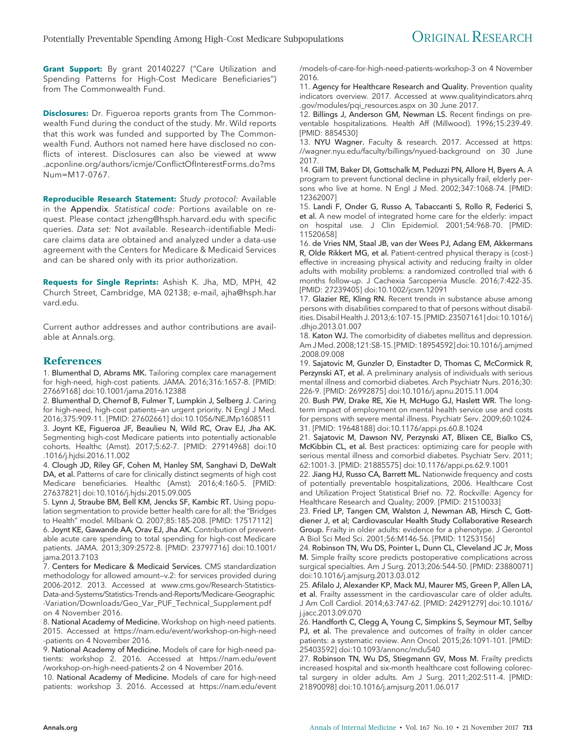**Grant Support:** By grant 20140227 ("Care Utilization and Spending Patterns for High-Cost Medicare Beneficiaries") from The Commonwealth Fund.

**Disclosures:** Dr. Figueroa reports grants from The Commonwealth Fund during the conduct of the study. Mr. Wild reports that this work was funded and supported by The Commonwealth Fund. Authors not named here have disclosed no conflicts of interest. Disclosures can also be viewed at www.acponline.org/authors/icmje/ConflictOfInterestForms.do?msNum=M17-0767.

**Reproducible Research Statement:** *Study protocol:* Available in the Appendix. *Statistical code:* Portions available on request. Please contact jzheng@hsph.harvard.edu with specific queries. *Data set:* Not available. Research-identifiable Medicare claims data are obtained and analyzed under a data-use agreement with the Centers for Medicare & Medicaid Services and can be shared only with its prior authorization.

**Requests for Single Reprints:** Ashish K. Jha, MD, MPH, 42 Church Street, Cambridge, MA 02138; e-mail, ajha@hsph.harvard.edu.

Current author addresses and author contributions are available at Annals.org.

## References

1. Blumenthal D, Abrams MK. Tailoring complex care management for high-need, high-cost patients. JAMA. 2016;316:1657-8. [PMID: 27669168] doi:10.1001/jama.2016.12388
2. Blumenthal D, Chernof B, Fulmer T, Lumpkin J, Selberg J. Caring for high-need, high-cost patients—an urgent priority. N Engl J Med. 2016;375:909-11. [PMID: 27602661] doi:10.1056/NEJMp1608511
3. Joynt KE, Figueroa JF, Beaulieu N, Wild RC, Orav EJ, Jha AK. Segmenting high-cost Medicare patients into potentially actionable cohorts. Healthc (Amst). 2017;5:62-7. [PMID: 27914968] doi:10.1016/j.hjdsi.2016.11.002
4. Clough JD, Riley GF, Cohen M, Hanley SM, Sanghavi D, DeWalt DA, et al. Patterns of care for clinically distinct segments of high cost Medicare beneficiaries. Healthc (Amst). 2016;4:160-5. [PMID: 27637821] doi:10.1016/j.hjdsi.2015.09.005
5. Lynn J, Straube BM, Bell KM, Jencks SF, Kambic RT. Using population segmentation to provide better health care for all: the "Bridges to Health" model. Milbank Q. 2007;85:185-208. [PMID: 17517112]
6. Joynt KE, Gawande AA, Orav EJ, Jha AK. Contribution of preventable acute care spending to total spending for high-cost Medicare patients. JAMA. 2013;309:2572-8. [PMID: 23797716] doi:10.1001/jama.2013.7103
7. Centers for Medicare & Medicaid Services. CMS standardization methodology for allowed amount—v.2: for services provided during 2006-2012. 2013. Accessed at www.cms.gov/Research-Statistics-Data-and-Systems/Statistics-Trends-and-Reports/Medicare-Geographic-Variation/Downloads/Geo_Var_PUF_Technical_Supplement.pdf on 4 November 2016.
8. National Academy of Medicine. Workshop on high-need patients. 2015. Accessed at https://nam.edu/event/workshop-on-high-need-patients on 4 November 2016.
9. National Academy of Medicine. Models of care for high-need patients: workshop 2. 2016. Accessed at https://nam.edu/event/workshop-on-high-need-patients-2 on 4 November 2016.
10. National Academy of Medicine. Models of care for high-need patients: workshop 3. 2016. Accessed at https://nam.edu/event/models-of-care-for-high-need-patients-workshop-3 on 4 November 2016.
11. Agency for Healthcare Research and Quality. Prevention quality indicators overview. 2017. Accessed at www.qualityindicators.ahrq.gov/modules/pqi_resources.aspx on 30 June 2017.
12. Billings J, Anderson GM, Newman LS. Recent findings on preventable hospitalizations. Health Aff (Millwood). 1996;15:239-49. [PMID: 8854530]
13. NYU Wagner. Faculty & research. 2017. Accessed at https://wagner.nyu.edu/faculty/billings/nyued-background on 30 June 2017.
14. Gill TM, Baker DI, Gottschalk M, Peduzzi PN, Allore H, Byers A. A program to prevent functional decline in physically frail, elderly persons who live at home. N Engl J Med. 2002;347:1068-74. [PMID: 12362007]
15. Landi F, Onder G, Russo A, Tabaccanti S, Rollo R, Federici S, et al. A new model of integrated home care for the elderly: impact on hospital use. J Clin Epidemiol. 2001;54:968-70. [PMID: 11520658]
16. de Vries NM, Staal JB, van der Wees PJ, Adang EM, Akkermans R, Olde Rikkert MG, et al. Patient-centred physical therapy is (cost-) effective in increasing physical activity and reducing frailty in older adults with mobility problems: a randomized controlled trial with 6 months follow-up. J Cachexia Sarcopenia Muscle. 2016;7:422-35. [PMID: 27239405] doi:10.1002/jcsm.12091
17. Glazier RE, Kling RN. Recent trends in substance abuse among persons with disabilities compared to that of persons without disabilities. Disabil Health J. 2013;6:107-15. [PMID: 23507161] doi:10.1016/j.dhjo.2013.01.007
18. Katon WJ. The comorbidity of diabetes mellitus and depression. Am J Med. 2008;121:S8-15. [PMID: 18954592] doi:10.1016/j.amjmed.2008.09.008
19. Sajatovic M, Gunzler D, Einstadter D, Thomas C, McCormick R, Perzynski AT, et al. A preliminary analysis of individuals with serious mental illness and comorbid diabetes. Arch Psychiatr Nurs. 2016;30:226-9. [PMID: 26992875] doi:10.1016/j.apnu.2015.11.004
20. Bush PW, Drake RE, Xie H, McHugo GJ, Haslett WR. The long-term impact of employment on mental health service use and costs for persons with severe mental illness. Psychiatr Serv. 2009;60:1024-31. [PMID: 19648188] doi:10.1176/appi.ps.60.8.1024
21. Sajatovic M, Dawson NV, Perzynski AT, Blixen CE, Bialko CS, McKibbin CL, et al. Best practices: optimizing care for people with serious mental illness and comorbid diabetes. Psychiatr Serv. 2011;62:1001-3. [PMID: 21885575] doi:10.1176/appi.ps.62.9.1001
22. Jiang HJ, Russo CA, Barrett ML. Nationwide frequency and costs of potentially preventable hospitalizations, 2006. Healthcare Cost and Utilization Project Statistical Brief no. 72. Rockville: Agency for Healthcare Research and Quality; 2009. [PMID: 21510033]
23. Fried LP, Tangen CM, Walston J, Newman AB, Hirsch C, Gottdiener J, et al; Cardiovascular Health Study Collaborative Research Group. Frailty in older adults: evidence for a phenotype. J Gerontol A Biol Sci Med Sci. 2001;56:M146-56. [PMID: 11253156]
24. Robinson TN, Wu DS, Pointer L, Dunn CL, Cleveland JC Jr, Moss M. Simple frailty score predicts postoperative complications across surgical specialties. Am J Surg. 2013;206:544-50. [PMID: 23880071] doi:10.1016/j.amjsurg.2013.03.012
25. Afilalo J, Alexander KP, Mack MJ, Maurer MS, Green P, Allen LA, et al. Frailty assessment in the cardiovascular care of older adults. J Am Coll Cardiol. 2014;63:747-62. [PMID: 24291279] doi:10.1016/j.jacc.2013.09.070
26. Handforth C, Clegg A, Young C, Simpkins S, Seymour MT, Selby PJ, et al. The prevalence and outcomes of frailty in older cancer patients: a systematic review. Ann Oncol. 2015;26:1091-101. [PMID: 25403592] doi:10.1093/annonc/mdu540
27. Robinson TN, Wu DS, Stiegmann GV, Moss M. Frailty predicts increased hospital and six-month healthcare cost following colorectal surgery in older adults. Am J Surg. 2011;202:511-4. [PMID: 21890098] doi:10.1016/j.amjsurg.2011.06.017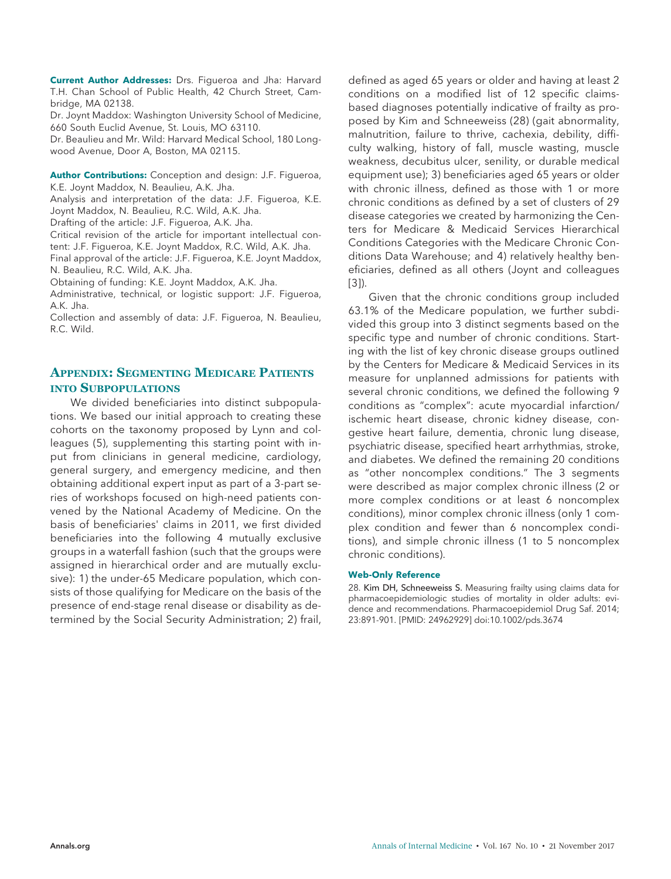**Current Author Addresses:** Drs. Figueroa and Jha: Harvard T.H. Chan School of Public Health, 42 Church Street, Cambridge, MA 02138.

Dr. Joynt Maddox: Washington University School of Medicine, 660 South Euclid Avenue, St. Louis, MO 63110.

Dr. Beaulieu and Mr. Wild: Harvard Medical School, 180 Longwood Avenue, Door A, Boston, MA 02115.

**Author Contributions:** Conception and design: J.F. Figueroa, K.E. Joynt Maddox, N. Beaulieu, A.K. Jha.

Analysis and interpretation of the data: J.F. Figueroa, K.E. Joynt Maddox, N. Beaulieu, R.C. Wild, A.K. Jha.

Drafting of the article: J.F. Figueroa, A.K. Jha.

Critical revision of the article for important intellectual content: J.F. Figueroa, K.E. Joynt Maddox, R.C. Wild, A.K. Jha.

Final approval of the article: J.F. Figueroa, K.E. Joynt Maddox, N. Beaulieu, R.C. Wild, A.K. Jha.

Obtaining of funding: K.E. Joynt Maddox, A.K. Jha.

Administrative, technical, or logistic support: J.F. Figueroa, A.K. Jha.

Collection and assembly of data: J.F. Figueroa, N. Beaulieu, R.C. Wild.

## Appendix: Segmenting Medicare Patients into Subpopulations

We divided beneficiaries into distinct subpopulations. We based our initial approach to creating these cohorts on the taxonomy proposed by Lynn and colleagues (5), supplementing this starting point with input from clinicians in general medicine, cardiology, general surgery, and emergency medicine, and then obtaining additional expert input as part of a 3-part series of workshops focused on high-need patients convened by the National Academy of Medicine. On the basis of beneficiaries' claims in 2011, we first divided beneficiaries into the following 4 mutually exclusive groups in a waterfall fashion (such that the groups were assigned in hierarchical order and are mutually exclusive): 1) the under-65 Medicare population, which consists of those qualifying for Medicare on the basis of the presence of end-stage renal disease or disability as determined by the Social Security Administration; 2) frail, defined as aged 65 years or older and having at least 2 conditions on a modified list of 12 specific claims-based diagnoses potentially indicative of frailty as proposed by Kim and Schneeweiss (28) (gait abnormality, malnutrition, failure to thrive, cachexia, debility, difficulty walking, history of fall, muscle wasting, muscle weakness, decubitus ulcer, senility, or durable medical equipment use); 3) beneficiaries aged 65 years or older with chronic illness, defined as those with 1 or more chronic conditions as defined by a set of clusters of 29 disease categories we created by harmonizing the Centers for Medicare & Medicaid Services Hierarchical Conditions Categories with the Medicare Chronic Conditions Data Warehouse; and 4) relatively healthy beneficiaries, defined as all others (Joynt and colleagues [3]).

Given that the chronic conditions group included 63.1% of the Medicare population, we further subdivided this group into 3 distinct segments based on the specific type and number of chronic conditions. Starting with the list of key chronic disease groups outlined by the Centers for Medicare & Medicaid Services in its measure for unplanned admissions for patients with several chronic conditions, we defined the following 9 conditions as "complex": acute myocardial infarction/ischemic heart disease, chronic kidney disease, congestive heart failure, dementia, chronic lung disease, psychiatric disease, specified heart arrhythmias, stroke, and diabetes. We defined the remaining 20 conditions as "other noncomplex conditions." The 3 segments were described as major complex chronic illness (2 or more complex conditions or at least 6 noncomplex conditions), minor complex chronic illness (only 1 complex condition and fewer than 6 noncomplex conditions), and simple chronic illness (1 to 5 noncomplex chronic conditions).

#### Web-Only Reference

28. Kim DH, Schneeweiss S. Measuring frailty using claims data for pharmacoepidemiologic studies of mortality in older adults: evidence and recommendations. Pharmacoepidemiol Drug Saf. 2014;23:891-901. [PMID: 24962929] doi:10.1002/pds.3674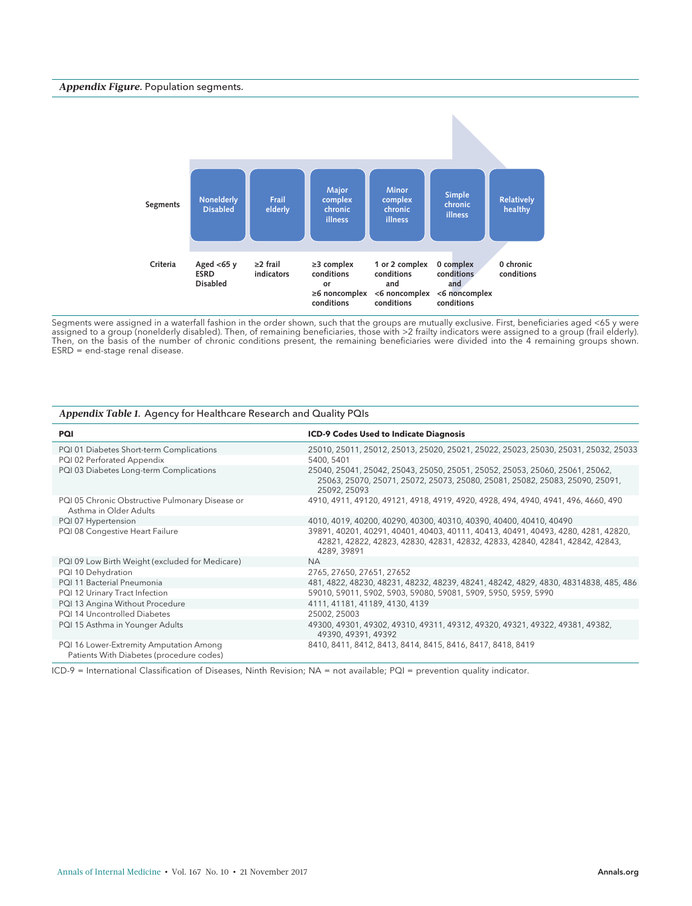***Appendix Figure.*** Population segments.

| Segments | Nonelderly Disabled | Frail elderly | Major complex chronic illness | Minor complex chronic illness | Simple chronic illness | Relatively healthy |
|---|---|---|---|---|---|---|
| Criteria | Aged <65 y ESRD Disabled | ≥2 frail indicators | ≥3 complex conditions or ≥6 noncomplex conditions | 1 or 2 complex conditions and <6 noncomplex conditions | 0 complex conditions and <6 noncomplex conditions | 0 chronic conditions |

Segments were assigned in a waterfall fashion in the order shown, such that the groups are mutually exclusive. First, beneficiaries aged <65 y were assigned to a group (nonelderly disabled). Then, of remaining beneficiaries, those with >2 frailty indicators were assigned to a group (frail elderly). Then, on the basis of the number of chronic conditions present, the remaining beneficiaries were divided into the 4 remaining groups shown. ESRD = end-stage renal disease.

***Appendix Table 1.*** Agency for Healthcare Research and Quality PQIs

| PQI | ICD-9 Codes Used to Indicate Diagnosis |
|---|---|
| PQI 01 Diabetes Short-term Complications | 25010, 25011, 25012, 25013, 25020, 25021, 25022, 25023, 25030, 25031, 25032, 25033 |
| PQI 02 Perforated Appendix | 5400, 5401 |
| PQI 03 Diabetes Long-term Complications | 25040, 25041, 25042, 25043, 25050, 25051, 25052, 25053, 25060, 25061, 25062, 25063, 25070, 25071, 25072, 25073, 25080, 25081, 25082, 25083, 25090, 25091, 25092, 25093 |
| PQI 05 Chronic Obstructive Pulmonary Disease or Asthma in Older Adults | 4910, 4911, 49120, 49121, 4918, 4919, 4920, 4928, 494, 4940, 4941, 496, 4660, 490 |
| PQI 07 Hypertension | 4010, 4019, 40200, 40290, 40300, 40310, 40390, 40400, 40410, 40490 |
| PQI 08 Congestive Heart Failure | 39891, 40201, 40291, 40401, 40403, 40111, 40413, 40491, 40493, 4280, 4281, 42820, 42821, 42822, 42823, 42830, 42831, 42832, 42833, 42840, 42841, 42842, 42843, 4289, 39891 |
| PQI 09 Low Birth Weight (excluded for Medicare) | NA |
| PQI 10 Dehydration | 2765, 27650, 27651, 27652 |
| PQI 11 Bacterial Pneumonia | 481, 4822, 48230, 48231, 48232, 48239, 48241, 48242, 4829, 4830, 48314838, 485, 486 |
| PQI 12 Urinary Tract Infection | 59010, 59011, 5902, 5903, 59080, 59081, 5909, 5950, 5959, 5990 |
| PQI 13 Angina Without Procedure | 4111, 41181, 41189, 4130, 4139 |
| PQI 14 Uncontrolled Diabetes | 25002, 25003 |
| PQI 15 Asthma in Younger Adults | 49300, 49301, 49302, 49310, 49311, 49312, 49320, 49321, 49322, 49381, 49382, 49390, 49391, 49392 |
| PQI 16 Lower-Extremity Amputation Among Patients With Diabetes (procedure codes) | 8410, 8411, 8412, 8413, 8414, 8415, 8416, 8417, 8418, 8419 |

ICD-9 = International Classification of Diseases, Ninth Revision; NA = not available; PQI = prevention quality indicator.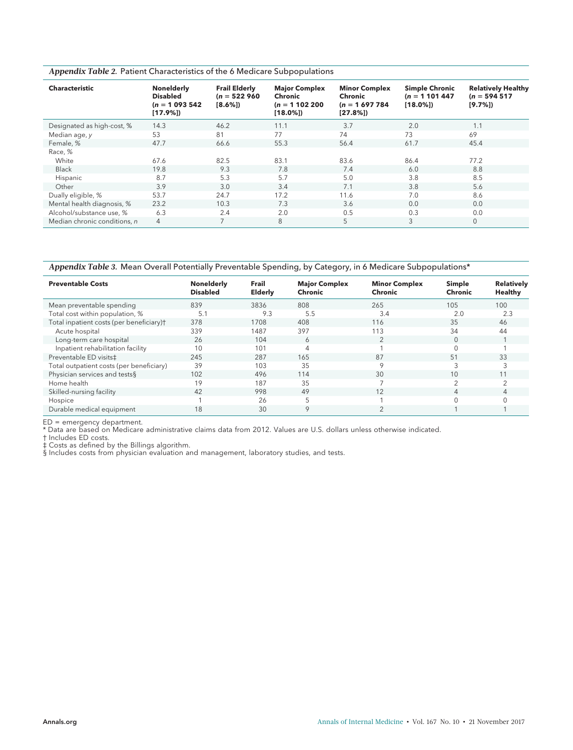*Appendix Table 2.* Patient Characteristics of the 6 Medicare Subpopulations

| Characteristic | Nonelderly Disabled (n = 1 093 542 [17.9%]) | Frail Elderly (n = 522 960 [8.6%]) | Major Complex Chronic (n = 1 102 200 [18.0%]) | Minor Complex Chronic (n = 1 697 784 [27.8%]) | Simple Chronic (n = 1 101 447 [18.0%]) | Relatively Healthy (n = 594 517 [9.7%]) |
|---|---|---|---|---|---|---|
| Designated as high-cost, % | 14.3 | 46.2 | 11.1 | 3.7 | 2.0 | 1.1 |
| Median age, y | 53 | 81 | 77 | 74 | 73 | 69 |
| Female, % | 47.7 | 66.6 | 55.3 | 56.4 | 61.7 | 45.4 |
| Race, % | | | | | | |
| White | 67.6 | 82.5 | 83.1 | 83.6 | 86.4 | 77.2 |
| Black | 19.8 | 9.3 | 7.8 | 7.4 | 6.0 | 8.8 |
| Hispanic | 8.7 | 5.3 | 5.7 | 5.0 | 3.8 | 8.5 |
| Other | 3.9 | 3.0 | 3.4 | 7.1 | 3.8 | 5.6 |
| Dually eligible, % | 53.7 | 24.7 | 17.2 | 11.6 | 7.0 | 8.6 |
| Mental health diagnosis, % | 23.2 | 10.3 | 7.3 | 3.6 | 0.0 | 0.0 |
| Alcohol/substance use, % | 6.3 | 2.4 | 2.0 | 0.5 | 0.3 | 0.0 |
| Median chronic conditions, n | 4 | 7 | 8 | 5 | 3 | 0 |

*Appendix Table 3.* Mean Overall Potentially Preventable Spending, by Category, in 6 Medicare Subpopulations*

| Preventable Costs | Nonelderly Disabled | Frail Elderly | Major Complex Chronic | Minor Complex Chronic | Simple Chronic | Relatively Healthy |
|---|---|---|---|---|---|---|
| Mean preventable spending | 839 | 3836 | 808 | 265 | 105 | 100 |
| Total cost within population, % | 5.1 | 9.3 | 5.5 | 3.4 | 2.0 | 2.3 |
| Total inpatient costs (per beneficiary)† | 378 | 1708 | 408 | 116 | 35 | 46 |
| Acute hospital | 339 | 1487 | 397 | 113 | 34 | 44 |
| Long-term care hospital | 26 | 104 | 6 | 2 | 0 | 1 |
| Inpatient rehabilitation facility | 10 | 101 | 4 | 1 | 0 | 1 |
| Preventable ED visits‡ | 245 | 287 | 165 | 87 | 51 | 33 |
| Total outpatient costs (per beneficiary) | 39 | 103 | 35 | 9 | 3 | 3 |
| Physician services and tests§ | 102 | 496 | 114 | 30 | 10 | 11 |
| Home health | 19 | 187 | 35 | 7 | 2 | 2 |
| Skilled-nursing facility | 42 | 998 | 49 | 12 | 4 | 4 |
| Hospice | 1 | 26 | 5 | 1 | 0 | 0 |
| Durable medical equipment | 18 | 30 | 9 | 2 | 1 | 1 |

ED = emergency department.
* Data are based on Medicare administrative claims data from 2012. Values are U.S. dollars unless otherwise indicated.
† Includes ED costs.
‡ Costs as defined by the Billings algorithm.
§ Includes costs from physician evaluation and management, laboratory studies, and tests.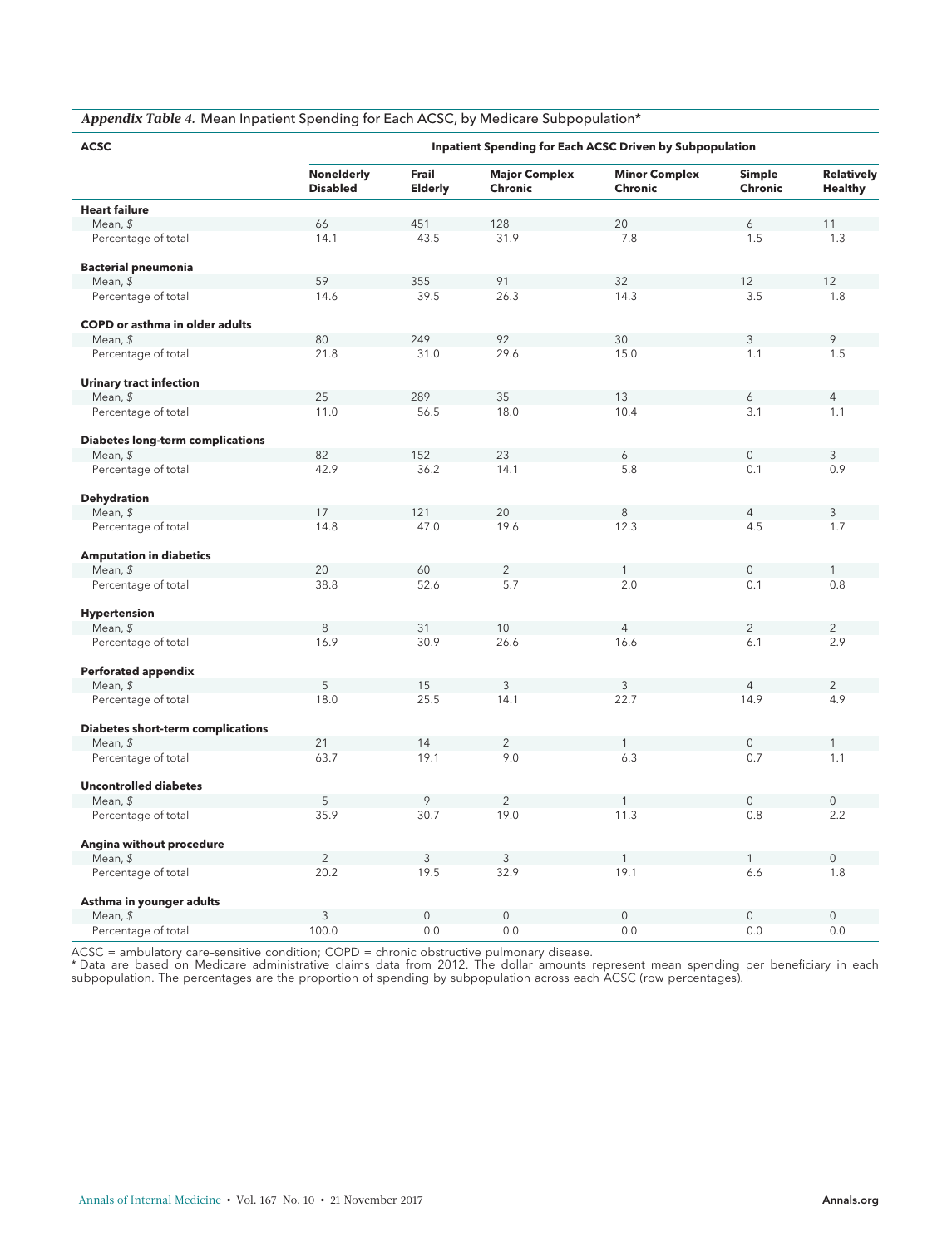*Appendix Table 4.* Mean Inpatient Spending for Each ACSC, by Medicare Subpopulation*

| ACSC | Inpatient Spending for Each ACSC Driven by Subpopulation | | | | | |
|---|---|---|---|---|---|---|
| | **Nonelderly Disabled** | **Frail Elderly** | **Major Complex Chronic** | **Minor Complex Chronic** | **Simple Chronic** | **Relatively Healthy** |
| **Heart failure** | | | | | | |
| Mean, $ | 66 | 451 | 128 | 20 | 6 | 11 |
| Percentage of total | 14.1 | 43.5 | 31.9 | 7.8 | 1.5 | 1.3 |
| **Bacterial pneumonia** | | | | | | |
| Mean, $ | 59 | 355 | 91 | 32 | 12 | 12 |
| Percentage of total | 14.6 | 39.5 | 26.3 | 14.3 | 3.5 | 1.8 |
| **COPD or asthma in older adults** | | | | | | |
| Mean, $ | 80 | 249 | 92 | 30 | 3 | 9 |
| Percentage of total | 21.8 | 31.0 | 29.6 | 15.0 | 1.1 | 1.5 |
| **Urinary tract infection** | | | | | | |
| Mean, $ | 25 | 289 | 35 | 13 | 6 | 4 |
| Percentage of total | 11.0 | 56.5 | 18.0 | 10.4 | 3.1 | 1.1 |
| **Diabetes long-term complications** | | | | | | |
| Mean, $ | 82 | 152 | 23 | 6 | 0 | 3 |
| Percentage of total | 42.9 | 36.2 | 14.1 | 5.8 | 0.1 | 0.9 |
| **Dehydration** | | | | | | |
| Mean, $ | 17 | 121 | 20 | 8 | 4 | 3 |
| Percentage of total | 14.8 | 47.0 | 19.6 | 12.3 | 4.5 | 1.7 |
| **Amputation in diabetics** | | | | | | |
| Mean, $ | 20 | 60 | 2 | 1 | 0 | 1 |
| Percentage of total | 38.8 | 52.6 | 5.7 | 2.0 | 0.1 | 0.8 |
| **Hypertension** | | | | | | |
| Mean, $ | 8 | 31 | 10 | 4 | 2 | 2 |
| Percentage of total | 16.9 | 30.9 | 26.6 | 16.6 | 6.1 | 2.9 |
| **Perforated appendix** | | | | | | |
| Mean, $ | 5 | 15 | 3 | 3 | 4 | 2 |
| Percentage of total | 18.0 | 25.5 | 14.1 | 22.7 | 14.9 | 4.9 |
| **Diabetes short-term complications** | | | | | | |
| Mean, $ | 21 | 14 | 2 | 1 | 0 | 1 |
| Percentage of total | 63.7 | 19.1 | 9.0 | 6.3 | 0.7 | 1.1 |
| **Uncontrolled diabetes** | | | | | | |
| Mean, $ | 5 | 9 | 2 | 1 | 0 | 0 |
| Percentage of total | 35.9 | 30.7 | 19.0 | 11.3 | 0.8 | 2.2 |
| **Angina without procedure** | | | | | | |
| Mean, $ | 2 | 3 | 3 | 1 | 1 | 0 |
| Percentage of total | 20.2 | 19.5 | 32.9 | 19.1 | 6.6 | 1.8 |
| **Asthma in younger adults** | | | | | | |
| Mean, $ | 3 | 0 | 0 | 0 | 0 | 0 |
| Percentage of total | 100.0 | 0.0 | 0.0 | 0.0 | 0.0 | 0.0 |

ACSC = ambulatory care–sensitive condition; COPD = chronic obstructive pulmonary disease.
* Data are based on Medicare administrative claims data from 2012. The dollar amounts represent mean spending per beneficiary in each subpopulation. The percentages are the proportion of spending by subpopulation across each ACSC (row percentages).